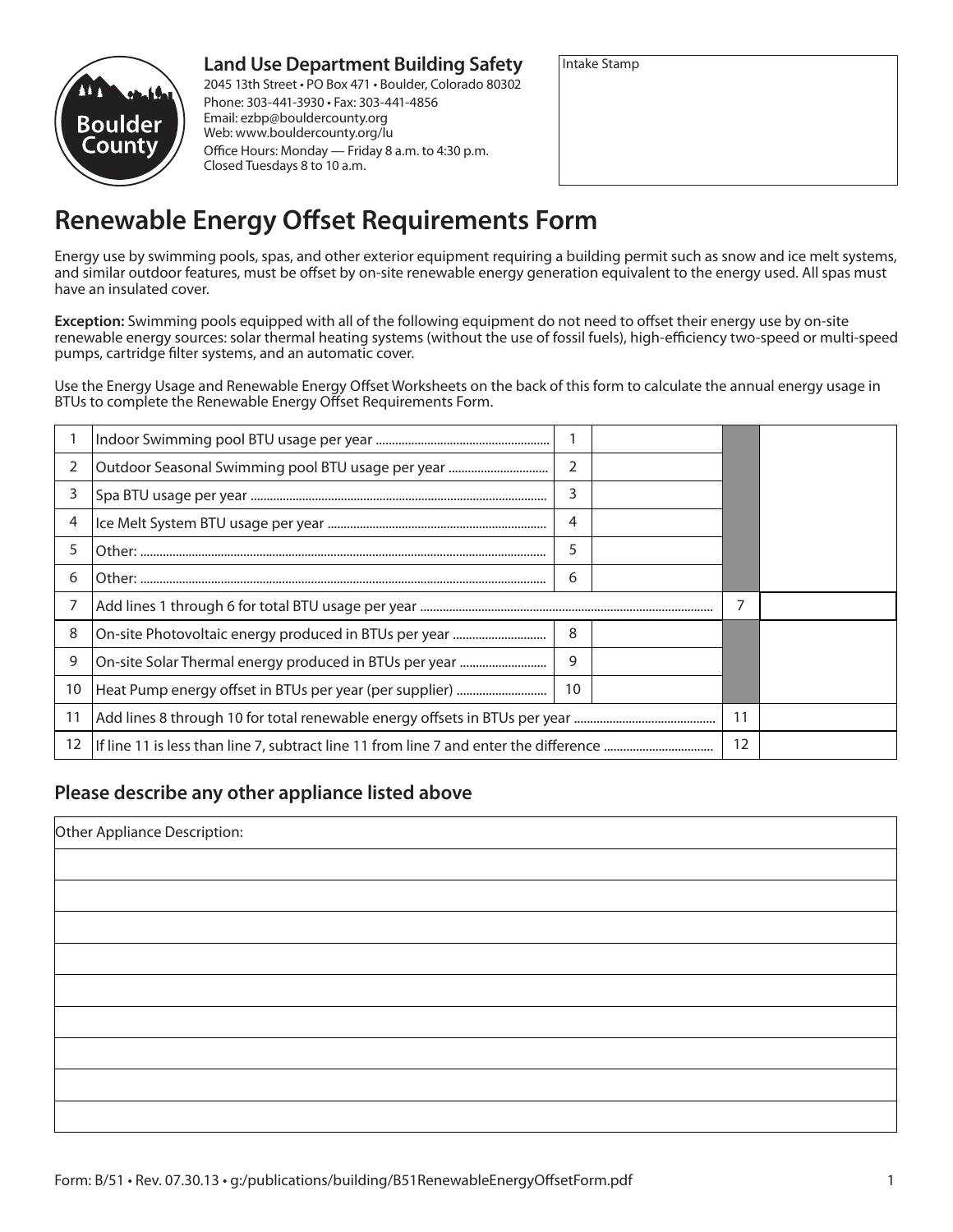Land Use Department Building Safety

2045 13th Street • PO Box 471 • Boulder, Colorado 80302
Phone: 303-441-3930 • Fax: 303-441-4856
Email: ezbp@bouldercounty.org
Web: www.bouldercounty.org/lu
Office Hours: Monday — Friday 8 a.m. to 4:30 p.m.
Closed Tuesdays 8 to 10 a.m.

Intake Stamp

# Renewable Energy Offset Requirements Form

Energy use by swimming pools, spas, and other exterior equipment requiring a building permit such as snow and ice melt systems, and similar outdoor features, must be offset by on-site renewable energy generation equivalent to the energy used. All spas must have an insulated cover.

**Exception:** Swimming pools equipped with all of the following equipment do not need to offset their energy use by on-site renewable energy sources: solar thermal heating systems (without the use of fossil fuels), high-efficiency two-speed or multi-speed pumps, cartridge filter systems, and an automatic cover.

Use the Energy Usage and Renewable Energy Offset Worksheets on the back of this form to calculate the annual energy usage in BTUs to complete the Renewable Energy Offset Requirements Form.

| | | | | | |
|---|---|---|---|---|---|
| 1 | Indoor Swimming pool BTU usage per year | 1 | | | |
| 2 | Outdoor Seasonal Swimming pool BTU usage per year | 2 | | | |
| 3 | Spa BTU usage per year | 3 | | | |
| 4 | Ice Melt System BTU usage per year | 4 | | | |
| 5 | Other: | 5 | | | |
| 6 | Other: | 6 | | | |
| 7 | Add lines 1 through 6 for total BTU usage per year | | | 7 | |
| 8 | On-site Photovoltaic energy produced in BTUs per year | 8 | | | |
| 9 | On-site Solar Thermal energy produced in BTUs per year | 9 | | | |
| 10 | Heat Pump energy offset in BTUs per year (per supplier) | 10 | | | |
| 11 | Add lines 8 through 10 for total renewable energy offsets in BTUs per year | | | 11 | |
| 12 | If line 11 is less than line 7, subtract line 11 from line 7 and enter the difference | | | 12 | |

## Please describe any other appliance listed above

Other Appliance Description:

Form: B/51 • Rev. 07.30.13 • g:/publications/building/B51RenewableEnergyOffsetForm.pdf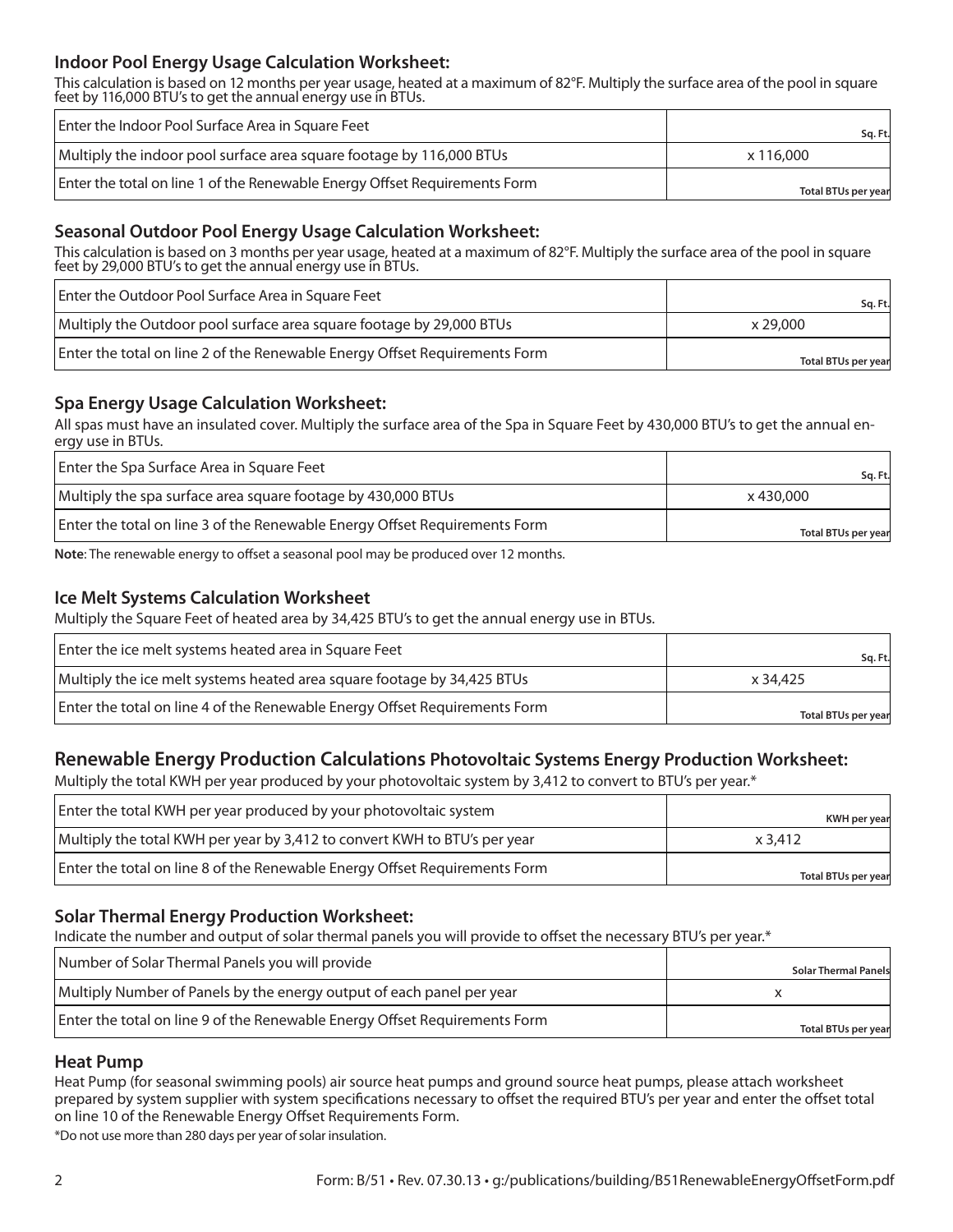### Indoor Pool Energy Usage Calculation Worksheet:

This calculation is based on 12 months per year usage, heated at a maximum of 82°F. Multiply the surface area of the pool in square feet by 116,000 BTU's to get the annual energy use in BTUs.

| | |
|---|---|
| Enter the Indoor Pool Surface Area in Square Feet | Sq. Ft. |
| Multiply the indoor pool surface area square footage by 116,000 BTUs | x 116,000 |
| Enter the total on line 1 of the Renewable Energy Offset Requirements Form | Total BTUs per year |

### Seasonal Outdoor Pool Energy Usage Calculation Worksheet:

This calculation is based on 3 months per year usage, heated at a maximum of 82°F. Multiply the surface area of the pool in square feet by 29,000 BTU's to get the annual energy use in BTUs.

| | |
|---|---|
| Enter the Outdoor Pool Surface Area in Square Feet | Sq. Ft. |
| Multiply the Outdoor pool surface area square footage by 29,000 BTUs | x 29,000 |
| Enter the total on line 2 of the Renewable Energy Offset Requirements Form | Total BTUs per year |

### Spa Energy Usage Calculation Worksheet:

All spas must have an insulated cover. Multiply the surface area of the Spa in Square Feet by 430,000 BTU's to get the annual energy use in BTUs.

| | |
|---|---|
| Enter the Spa Surface Area in Square Feet | Sq. Ft. |
| Multiply the spa surface area square footage by 430,000 BTUs | x 430,000 |
| Enter the total on line 3 of the Renewable Energy Offset Requirements Form | Total BTUs per year |

**Note**: The renewable energy to offset a seasonal pool may be produced over 12 months.

### Ice Melt Systems Calculation Worksheet

Multiply the Square Feet of heated area by 34,425 BTU's to get the annual energy use in BTUs.

| | |
|---|---|
| Enter the ice melt systems heated area in Square Feet | Sq. Ft. |
| Multiply the ice melt systems heated area square footage by 34,425 BTUs | x 34,425 |
| Enter the total on line 4 of the Renewable Energy Offset Requirements Form | Total BTUs per year |

## Renewable Energy Production Calculations Photovoltaic Systems Energy Production Worksheet:

Multiply the total KWH per year produced by your photovoltaic system by 3,412 to convert to BTU's per year.*

| | |
|---|---|
| Enter the total KWH per year produced by your photovoltaic system | KWH per year |
| Multiply the total KWH per year by 3,412 to convert KWH to BTU's per year | x 3,412 |
| Enter the total on line 8 of the Renewable Energy Offset Requirements Form | Total BTUs per year |

### Solar Thermal Energy Production Worksheet:

Indicate the number and output of solar thermal panels you will provide to offset the necessary BTU's per year.*

| | |
|---|---|
| Number of Solar Thermal Panels you will provide | Solar Thermal Panels |
| Multiply Number of Panels by the energy output of each panel per year | x |
| Enter the total on line 9 of the Renewable Energy Offset Requirements Form | Total BTUs per year |

### Heat Pump

Heat Pump (for seasonal swimming pools) air source heat pumps and ground source heat pumps, please attach worksheet prepared by system supplier with system specifications necessary to offset the required BTU's per year and enter the offset total on line 10 of the Renewable Energy Offset Requirements Form.

*Do not use more than 280 days per year of solar insulation.